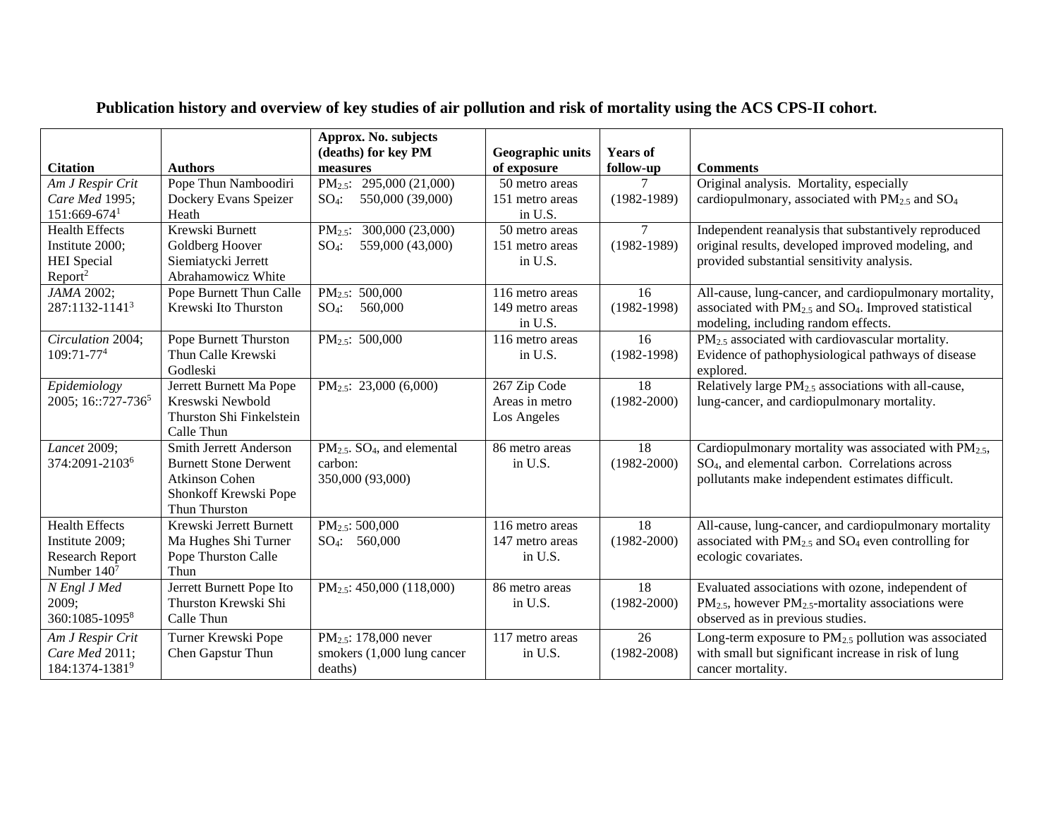**Publication history and overview of key studies of air pollution and risk of mortality using the ACS CPS-II cohort.**

| Citation | Authors | Approx. No. subjects (deaths) for key PM measures | Geographic units of exposure | Years of follow-up | Comments |
|---|---|---|---|---|---|
| *Am J Respir Crit Care Med* 1995; 151:669-674[1] | Pope Thun Namboodiri Dockery Evans Speizer Heath | $PM_{2.5}$: 295,000 (21,000)<br>$SO_4$: 550,000 (39,000) | 50 metro areas<br>151 metro areas in U.S. | 7 (1982-1989) | Original analysis. Mortality, especially cardiopulmonary, associated with $PM_{2.5}$ and $SO_4$ |
| Health Effects Institute 2000; HEI Special Report[2] | Krewski Burnett Goldberg Hoover Siemiatycki Jerrett Abrahamowicz White | $PM_{2.5}$: 300,000 (23,000)<br>$SO_4$: 559,000 (43,000) | 50 metro areas<br>151 metro areas in U.S. | 7 (1982-1989) | Independent reanalysis that substantively reproduced original results, developed improved modeling, and provided substantial sensitivity analysis. |
| *JAMA* 2002; 287:1132-1141[3] | Pope Burnett Thun Calle Krewski Ito Thurston | $PM_{2.5}$: 500,000<br>$SO_4$: 560,000 | 116 metro areas<br>149 metro areas in U.S. | 16 (1982-1998) | All-cause, lung-cancer, and cardiopulmonary mortality, associated with $PM_{2.5}$ and $SO_4$. Improved statistical modeling, including random effects. |
| *Circulation* 2004; 109:71-77[4] | Pope Burnett Thurston Thun Calle Krewski Godleski | $PM_{2.5}$: 500,000 | 116 metro areas in U.S. | 16 (1982-1998) | $PM_{2.5}$ associated with cardiovascular mortality. Evidence of pathophysiological pathways of disease explored. |
| *Epidemiology* 2005; 16::727-736[5] | Jerrett Burnett Ma Pope Kreswski Newbold Thurston Shi Finkelstein Calle Thun | $PM_{2.5}$: 23,000 (6,000) | 267 Zip Code Areas in metro Los Angeles | 18 (1982-2000) | Relatively large $PM_{2.5}$ associations with all-cause, lung-cancer, and cardiopulmonary mortality. |
| *Lancet* 2009; 374:2091-2103[6] | Smith Jerrett Anderson Burnett Stone Derwent Atkinson Cohen Shonkoff Krewski Pope Thun Thurston | $PM_{2.5}$. $SO_4$, and elemental carbon: 350,000 (93,000) | 86 metro areas in U.S. | 18 (1982-2000) | Cardiopulmonary mortality was associated with $PM_{2.5}$, $SO_4$, and elemental carbon. Correlations across pollutants make independent estimates difficult. |
| Health Effects Institute 2009; Research Report Number 140[7] | Krewski Jerrett Burnett Ma Hughes Shi Turner Pope Thurston Calle Thun | $PM_{2.5}$: 500,000<br>$SO_4$: 560,000 | 116 metro areas<br>147 metro areas in U.S. | 18 (1982-2000) | All-cause, lung-cancer, and cardiopulmonary mortality associated with $PM_{2.5}$ and $SO_4$ even controlling for ecologic covariates. |
| *N Engl J Med* 2009; 360:1085-1095[8] | Jerrett Burnett Pope Ito Thurston Krewski Shi Calle Thun | $PM_{2.5}$: 450,000 (118,000) | 86 metro areas in U.S. | 18 (1982-2000) | Evaluated associations with ozone, independent of $PM_{2.5}$, however $PM_{2.5}$-mortality associations were observed as in previous studies. |
| *Am J Respir Crit Care Med* 2011; 184:1374-1381[9] | Turner Krewski Pope Chen Gapstur Thun | $PM_{2.5}$: 178,000 never smokers (1,000 lung cancer deaths) | 117 metro areas in U.S. | 26 (1982-2008) | Long-term exposure to $PM_{2.5}$ pollution was associated with small but significant increase in risk of lung cancer mortality. |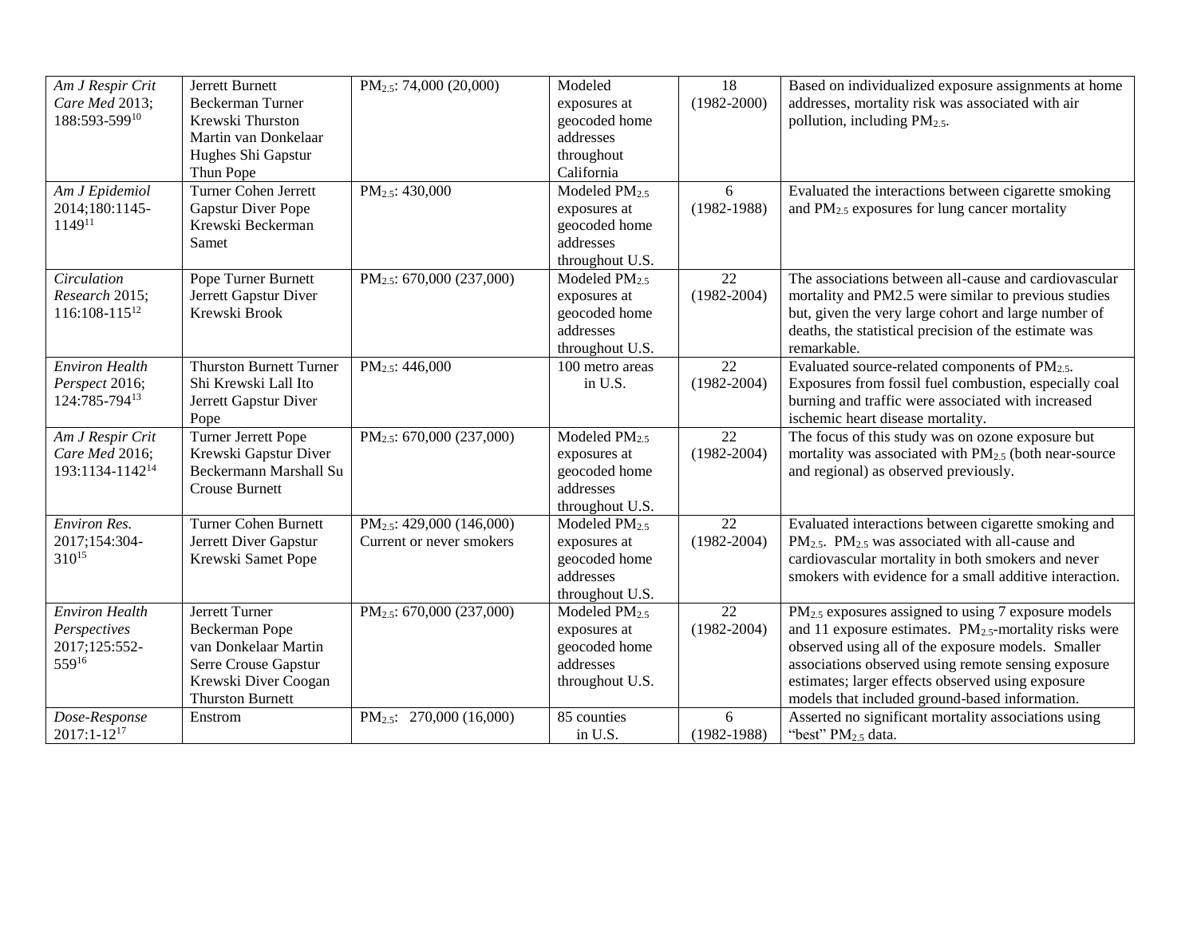| | | | | | |
|---|---|---|---|---|---|
| *Am J Respir Crit Care Med* 2013; 188:593-599[10] | Jerrett Burnett Beckerman Turner Krewski Thurston Martin van Donkelaar Hughes Shi Gapstur Thun Pope | $PM_{2.5}$: 74,000 (20,000) | Modeled exposures at geocoded home addresses throughout California | 18 (1982-2000) | Based on individualized exposure assignments at home addresses, mortality risk was associated with air pollution, including $PM_{2.5}$. |
| *Am J Epidemiol* 2014;180:1145-1149[11] | Turner Cohen Jerrett Gapstur Diver Pope Krewski Beckerman Samet | $PM_{2.5}$: 430,000 | Modeled $PM_{2.5}$ exposures at geocoded home addresses throughout U.S. | 6 (1982-1988) | Evaluated the interactions between cigarette smoking and $PM_{2.5}$ exposures for lung cancer mortality |
| *Circulation Research* 2015; 116:108-115[12] | Pope Turner Burnett Jerrett Gapstur Diver Krewski Brook | $PM_{2.5}$: 670,000 (237,000) | Modeled $PM_{2.5}$ exposures at geocoded home addresses throughout U.S. | 22 (1982-2004) | The associations between all-cause and cardiovascular mortality and PM2.5 were similar to previous studies but, given the very large cohort and large number of deaths, the statistical precision of the estimate was remarkable. |
| *Environ Health Perspect* 2016; 124:785-794[13] | Thurston Burnett Turner Shi Krewski Lall Ito Jerrett Gapstur Diver Pope | $PM_{2.5}$: 446,000 | 100 metro areas in U.S. | 22 (1982-2004) | Evaluated source-related components of $PM_{2.5}$. Exposures from fossil fuel combustion, especially coal burning and traffic were associated with increased ischemic heart disease mortality. |
| *Am J Respir Crit Care Med* 2016; 193:1134-1142[14] | Turner Jerrett Pope Krewski Gapstur Diver Beckermann Marshall Su Crouse Burnett | $PM_{2.5}$: 670,000 (237,000) | Modeled $PM_{2.5}$ exposures at geocoded home addresses throughout U.S. | 22 (1982-2004) | The focus of this study was on ozone exposure but mortality was associated with $PM_{2.5}$ (both near-source and regional) as observed previously. |
| *Environ Res.* 2017;154:304-310[15] | Turner Cohen Burnett Jerrett Diver Gapstur Krewski Samet Pope | $PM_{2.5}$: 429,000 (146,000) Current or never smokers | Modeled $PM_{2.5}$ exposures at geocoded home addresses throughout U.S. | 22 (1982-2004) | Evaluated interactions between cigarette smoking and $PM_{2.5}$. $PM_{2.5}$ was associated with all-cause and cardiovascular mortality in both smokers and never smokers with evidence for a small additive interaction. |
| *Environ Health Perspectives* 2017;125:552-559[16] | Jerrett Turner Beckerman Pope van Donkelaar Martin Serre Crouse Gapstur Krewski Diver Coogan Thurston Burnett | $PM_{2.5}$: 670,000 (237,000) | Modeled $PM_{2.5}$ exposures at geocoded home addresses throughout U.S. | 22 (1982-2004) | $PM_{2.5}$ exposures assigned to using 7 exposure models and 11 exposure estimates. $PM_{2.5}$-mortality risks were observed using all of the exposure models. Smaller associations observed using remote sensing exposure estimates; larger effects observed using exposure models that included ground-based information. |
| *Dose-Response* 2017:1-12[17] | Enstrom | $PM_{2.5}$: 270,000 (16,000) | 85 counties in U.S. | 6 (1982-1988) | Asserted no significant mortality associations using "best" $PM_{2.5}$ data. |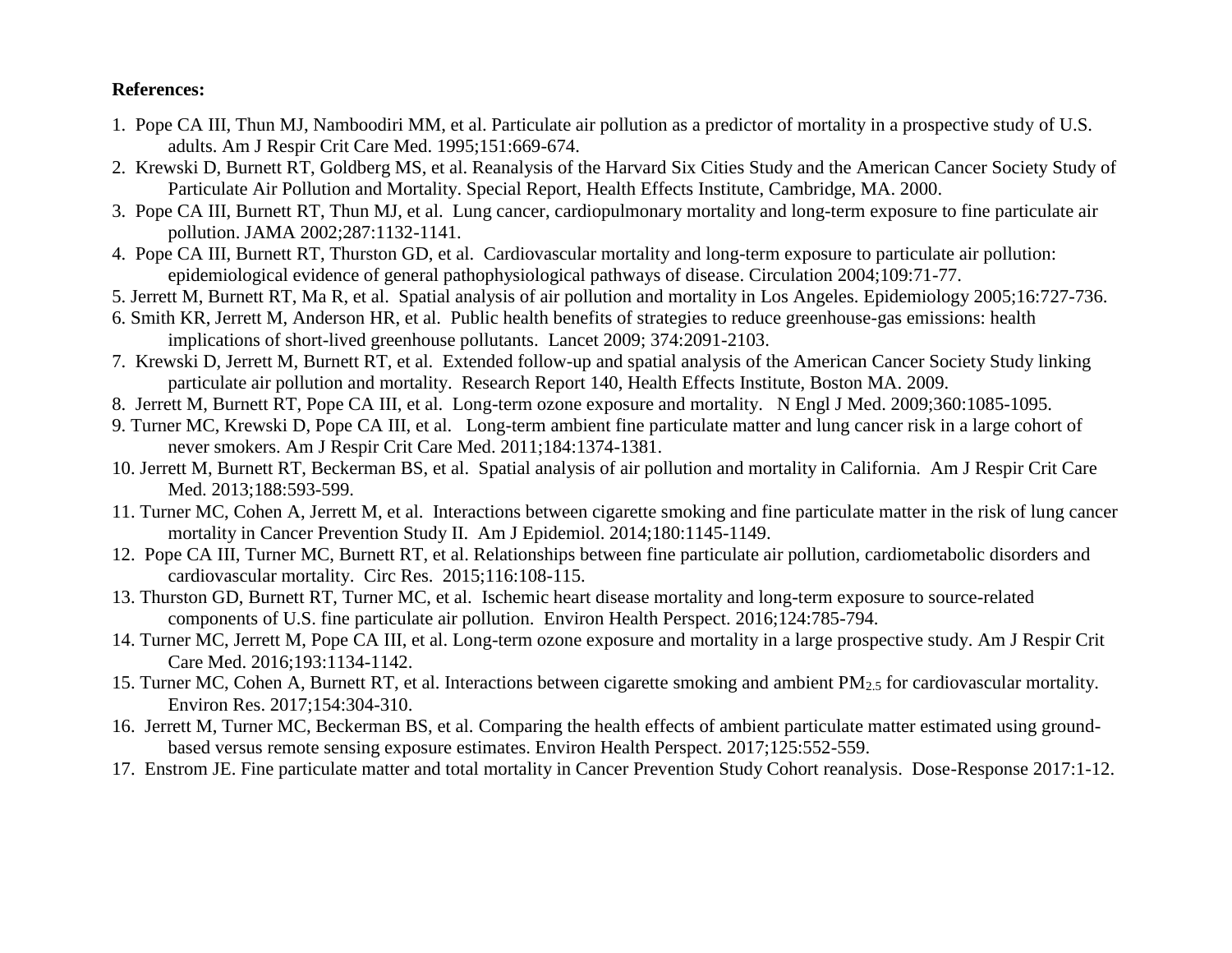**References:**

1. Pope CA III, Thun MJ, Namboodiri MM, et al. Particulate air pollution as a predictor of mortality in a prospective study of U.S. adults. Am J Respir Crit Care Med. 1995;151:669-674.
2. Krewski D, Burnett RT, Goldberg MS, et al. Reanalysis of the Harvard Six Cities Study and the American Cancer Society Study of Particulate Air Pollution and Mortality. Special Report, Health Effects Institute, Cambridge, MA. 2000.
3. Pope CA III, Burnett RT, Thun MJ, et al. Lung cancer, cardiopulmonary mortality and long-term exposure to fine particulate air pollution. JAMA 2002;287:1132-1141.
4. Pope CA III, Burnett RT, Thurston GD, et al. Cardiovascular mortality and long-term exposure to particulate air pollution: epidemiological evidence of general pathophysiological pathways of disease. Circulation 2004;109:71-77.
5. Jerrett M, Burnett RT, Ma R, et al. Spatial analysis of air pollution and mortality in Los Angeles. Epidemiology 2005;16:727-736.
6. Smith KR, Jerrett M, Anderson HR, et al. Public health benefits of strategies to reduce greenhouse-gas emissions: health implications of short-lived greenhouse pollutants. Lancet 2009; 374:2091-2103.
7. Krewski D, Jerrett M, Burnett RT, et al. Extended follow-up and spatial analysis of the American Cancer Society Study linking particulate air pollution and mortality. Research Report 140, Health Effects Institute, Boston MA. 2009.
8. Jerrett M, Burnett RT, Pope CA III, et al. Long-term ozone exposure and mortality. N Engl J Med. 2009;360:1085-1095.
9. Turner MC, Krewski D, Pope CA III, et al. Long-term ambient fine particulate matter and lung cancer risk in a large cohort of never smokers. Am J Respir Crit Care Med. 2011;184:1374-1381.
10. Jerrett M, Burnett RT, Beckerman BS, et al. Spatial analysis of air pollution and mortality in California. Am J Respir Crit Care Med. 2013;188:593-599.
11. Turner MC, Cohen A, Jerrett M, et al. Interactions between cigarette smoking and fine particulate matter in the risk of lung cancer mortality in Cancer Prevention Study II. Am J Epidemiol. 2014;180:1145-1149.
12. Pope CA III, Turner MC, Burnett RT, et al. Relationships between fine particulate air pollution, cardiometabolic disorders and cardiovascular mortality. Circ Res. 2015;116:108-115.
13. Thurston GD, Burnett RT, Turner MC, et al. Ischemic heart disease mortality and long-term exposure to source-related components of U.S. fine particulate air pollution. Environ Health Perspect. 2016;124:785-794.
14. Turner MC, Jerrett M, Pope CA III, et al. Long-term ozone exposure and mortality in a large prospective study. Am J Respir Crit Care Med. 2016;193:1134-1142.
15. Turner MC, Cohen A, Burnett RT, et al. Interactions between cigarette smoking and ambient $PM_{2.5}$ for cardiovascular mortality. Environ Res. 2017;154:304-310.
16. Jerrett M, Turner MC, Beckerman BS, et al. Comparing the health effects of ambient particulate matter estimated using ground-based versus remote sensing exposure estimates. Environ Health Perspect. 2017;125:552-559.
17. Enstrom JE. Fine particulate matter and total mortality in Cancer Prevention Study Cohort reanalysis. Dose-Response 2017:1-12.